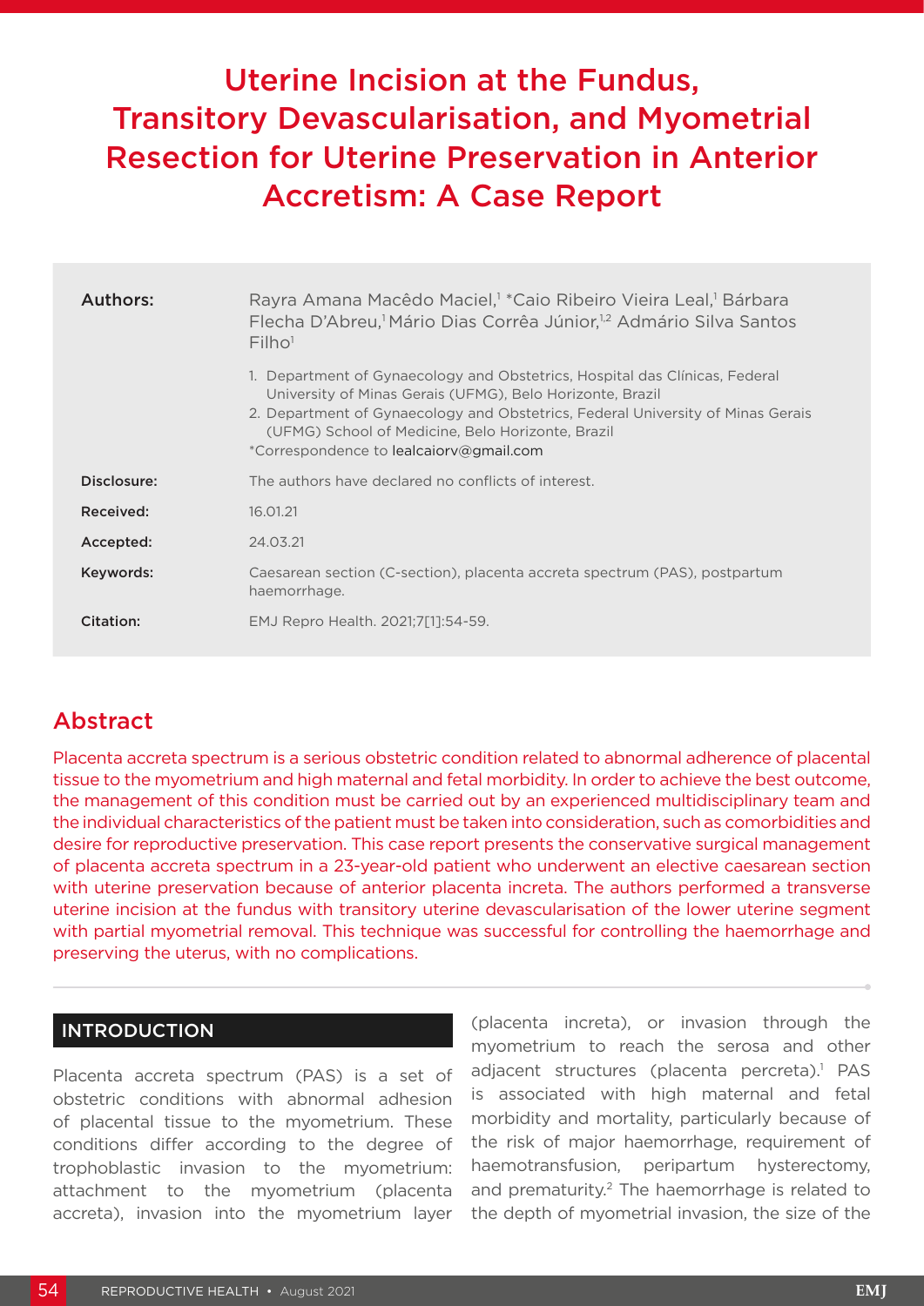# Uterine Incision at the Fundus, Transitory Devascularisation, and Myometrial Resection for Uterine Preservation in Anterior Accretism: A Case Report

| | |
|---|---|
| **Authors:** | Rayra Amana Macêdo Maciel,[1] *Caio Ribeiro Vieira Leal,[1] Bárbara Flecha D'Abreu,[1] Mário Dias Corrêa Júnior,[1,2] Admário Silva Santos Filho[1] <br> 1. Department of Gynaecology and Obstetrics, Hospital das Clínicas, Federal University of Minas Gerais (UFMG), Belo Horizonte, Brazil <br> 2. Department of Gynaecology and Obstetrics, Federal University of Minas Gerais (UFMG) School of Medicine, Belo Horizonte, Brazil <br> *Correspondence to lealcaiorv@gmail.com |
| **Disclosure:** | The authors have declared no conflicts of interest. |
| **Received:** | 16.01.21 |
| **Accepted:** | 24.03.21 |
| **Keywords:** | Caesarean section (C-section), placenta accreta spectrum (PAS), postpartum haemorrhage. |
| **Citation:** | EMJ Repro Health. 2021;7[1]:54-59. |

## Abstract

Placenta accreta spectrum is a serious obstetric condition related to abnormal adherence of placental tissue to the myometrium and high maternal and fetal morbidity. In order to achieve the best outcome, the management of this condition must be carried out by an experienced multidisciplinary team and the individual characteristics of the patient must be taken into consideration, such as comorbidities and desire for reproductive preservation. This case report presents the conservative surgical management of placenta accreta spectrum in a 23-year-old patient who underwent an elective caesarean section with uterine preservation because of anterior placenta increta. The authors performed a transverse uterine incision at the fundus with transitory uterine devascularisation of the lower uterine segment with partial myometrial removal. This technique was successful for controlling the haemorrhage and preserving the uterus, with no complications.

## INTRODUCTION

Placenta accreta spectrum (PAS) is a set of obstetric conditions with abnormal adhesion of placental tissue to the myometrium. These conditions differ according to the degree of trophoblastic invasion to the myometrium: attachment to the myometrium (placenta accreta), invasion into the myometrium layer (placenta increta), or invasion through the myometrium to reach the serosa and other adjacent structures (placenta percreta).[1] PAS is associated with high maternal and fetal morbidity and mortality, particularly because of the risk of major haemorrhage, requirement of haemotransfusion, peripartum hysterectomy, and prematurity.[2] The haemorrhage is related to the depth of myometrial invasion, the size of the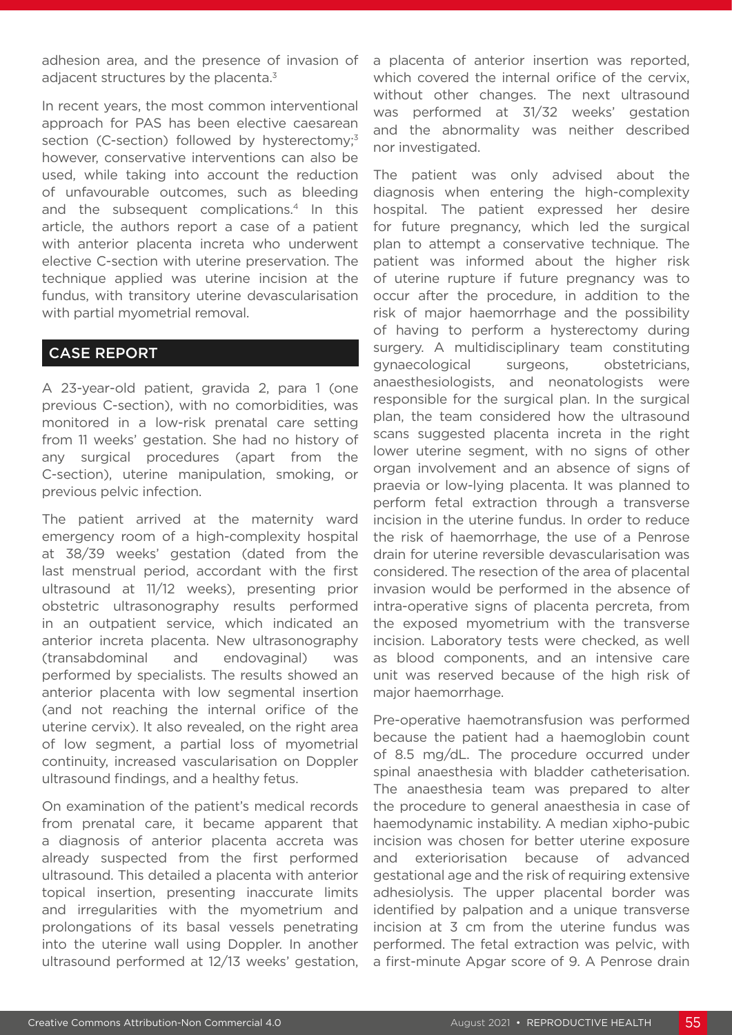adhesion area, and the presence of invasion of adjacent structures by the placenta.[3]

In recent years, the most common interventional approach for PAS has been elective caesarean section (C-section) followed by hysterectomy;[3] however, conservative interventions can also be used, while taking into account the reduction of unfavourable outcomes, such as bleeding and the subsequent complications.[4] In this article, the authors report a case of a patient with anterior placenta increta who underwent elective C-section with uterine preservation. The technique applied was uterine incision at the fundus, with transitory uterine devascularisation with partial myometrial removal.

## CASE REPORT

A 23-year-old patient, gravida 2, para 1 (one previous C-section), with no comorbidities, was monitored in a low-risk prenatal care setting from 11 weeks' gestation. She had no history of any surgical procedures (apart from the C-section), uterine manipulation, smoking, or previous pelvic infection.

The patient arrived at the maternity ward emergency room of a high-complexity hospital at 38/39 weeks' gestation (dated from the last menstrual period, accordant with the first ultrasound at 11/12 weeks), presenting prior obstetric ultrasonography results performed in an outpatient service, which indicated an anterior increta placenta. New ultrasonography (transabdominal and endovaginal) was performed by specialists. The results showed an anterior placenta with low segmental insertion (and not reaching the internal orifice of the uterine cervix). It also revealed, on the right area of low segment, a partial loss of myometrial continuity, increased vascularisation on Doppler ultrasound findings, and a healthy fetus.

On examination of the patient's medical records from prenatal care, it became apparent that a diagnosis of anterior placenta accreta was already suspected from the first performed ultrasound. This detailed a placenta with anterior topical insertion, presenting inaccurate limits and irregularities with the myometrium and prolongations of its basal vessels penetrating into the uterine wall using Doppler. In another ultrasound performed at 12/13 weeks' gestation, a placenta of anterior insertion was reported, which covered the internal orifice of the cervix, without other changes. The next ultrasound was performed at 31/32 weeks' gestation and the abnormality was neither described nor investigated.

The patient was only advised about the diagnosis when entering the high-complexity hospital. The patient expressed her desire for future pregnancy, which led the surgical plan to attempt a conservative technique. The patient was informed about the higher risk of uterine rupture if future pregnancy was to occur after the procedure, in addition to the risk of major haemorrhage and the possibility of having to perform a hysterectomy during surgery. A multidisciplinary team constituting gynaecological surgeons, obstetricians, anaesthesiologists, and neonatologists were responsible for the surgical plan. In the surgical plan, the team considered how the ultrasound scans suggested placenta increta in the right lower uterine segment, with no signs of other organ involvement and an absence of signs of praevia or low-lying placenta. It was planned to perform fetal extraction through a transverse incision in the uterine fundus. In order to reduce the risk of haemorrhage, the use of a Penrose drain for uterine reversible devascularisation was considered. The resection of the area of placental invasion would be performed in the absence of intra-operative signs of placenta percreta, from the exposed myometrium with the transverse incision. Laboratory tests were checked, as well as blood components, and an intensive care unit was reserved because of the high risk of major haemorrhage.

Pre-operative haemotransfusion was performed because the patient had a haemoglobin count of 8.5 mg/dL. The procedure occurred under spinal anaesthesia with bladder catheterisation. The anaesthesia team was prepared to alter the procedure to general anaesthesia in case of haemodynamic instability. A median xipho-pubic incision was chosen for better uterine exposure and exteriorisation because of advanced gestational age and the risk of requiring extensive adhesiolysis. The upper placental border was identified by palpation and a unique transverse incision at 3 cm from the uterine fundus was performed. The fetal extraction was pelvic, with a first-minute Apgar score of 9. A Penrose drain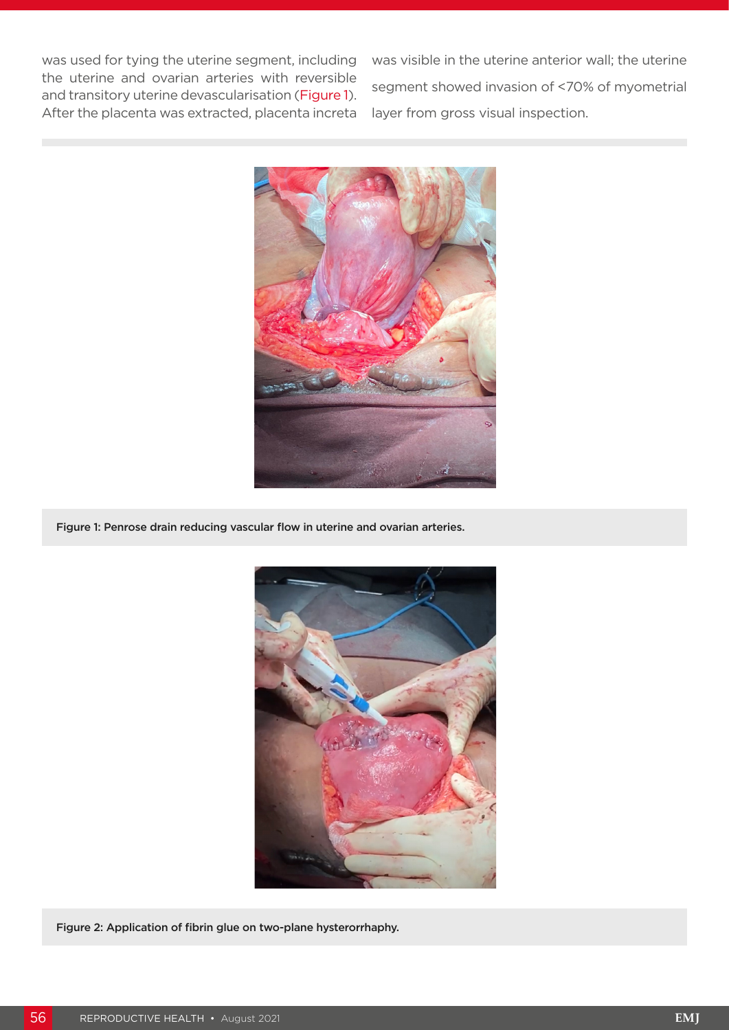was used for tying the uterine segment, including the uterine and ovarian arteries with reversible and transitory uterine devascularisation (Figure 1). After the placenta was extracted, placenta increta was visible in the uterine anterior wall; the uterine segment showed invasion of <70% of myometrial layer from gross visual inspection.

Figure 1: Penrose drain reducing vascular flow in uterine and ovarian arteries.

Figure 2: Application of fibrin glue on two-plane hysterorrhaphy.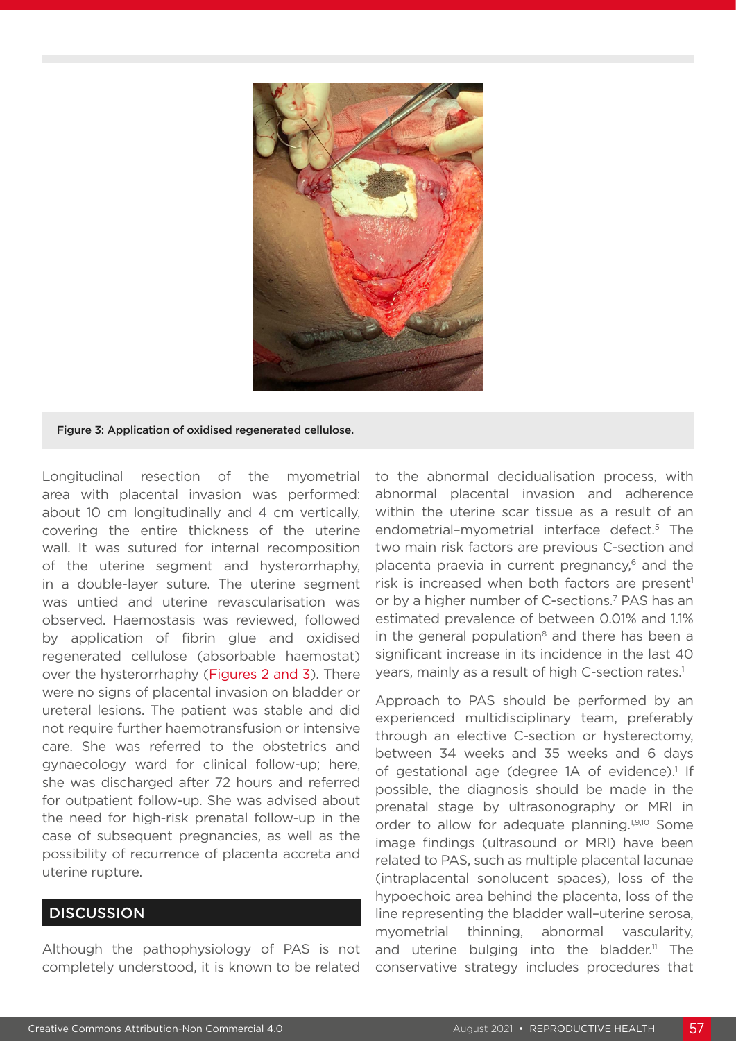Figure 3: Application of oxidised regenerated cellulose.

Longitudinal resection of the myometrial area with placental invasion was performed: about 10 cm longitudinally and 4 cm vertically, covering the entire thickness of the uterine wall. It was sutured for internal recomposition of the uterine segment and hysterorrhaphy, in a double-layer suture. The uterine segment was untied and uterine revascularisation was observed. Haemostasis was reviewed, followed by application of fibrin glue and oxidised regenerated cellulose (absorbable haemostat) over the hysterorrhaphy (Figures 2 and 3). There were no signs of placental invasion on bladder or ureteral lesions. The patient was stable and did not require further haemotransfusion or intensive care. She was referred to the obstetrics and gynaecology ward for clinical follow-up; here, she was discharged after 72 hours and referred for outpatient follow-up. She was advised about the need for high-risk prenatal follow-up in the case of subsequent pregnancies, as well as the possibility of recurrence of placenta accreta and uterine rupture.

## DISCUSSION

Although the pathophysiology of PAS is not completely understood, it is known to be related to the abnormal decidualisation process, with abnormal placental invasion and adherence within the uterine scar tissue as a result of an endometrial–myometrial interface defect.[5] The two main risk factors are previous C-section and placenta praevia in current pregnancy,[6] and the risk is increased when both factors are present[1] or by a higher number of C-sections.[7] PAS has an estimated prevalence of between 0.01% and 1.1% in the general population[8] and there has been a significant increase in its incidence in the last 40 years, mainly as a result of high C-section rates.[1]

Approach to PAS should be performed by an experienced multidisciplinary team, preferably through an elective C-section or hysterectomy, between 34 weeks and 35 weeks and 6 days of gestational age (degree 1A of evidence).[1] If possible, the diagnosis should be made in the prenatal stage by ultrasonography or MRI in order to allow for adequate planning.[1,9,10] Some image findings (ultrasound or MRI) have been related to PAS, such as multiple placental lacunae (intraplacental sonolucent spaces), loss of the hypoechoic area behind the placenta, loss of the line representing the bladder wall–uterine serosa, myometrial thinning, abnormal vascularity, and uterine bulging into the bladder.[11] The conservative strategy includes procedures that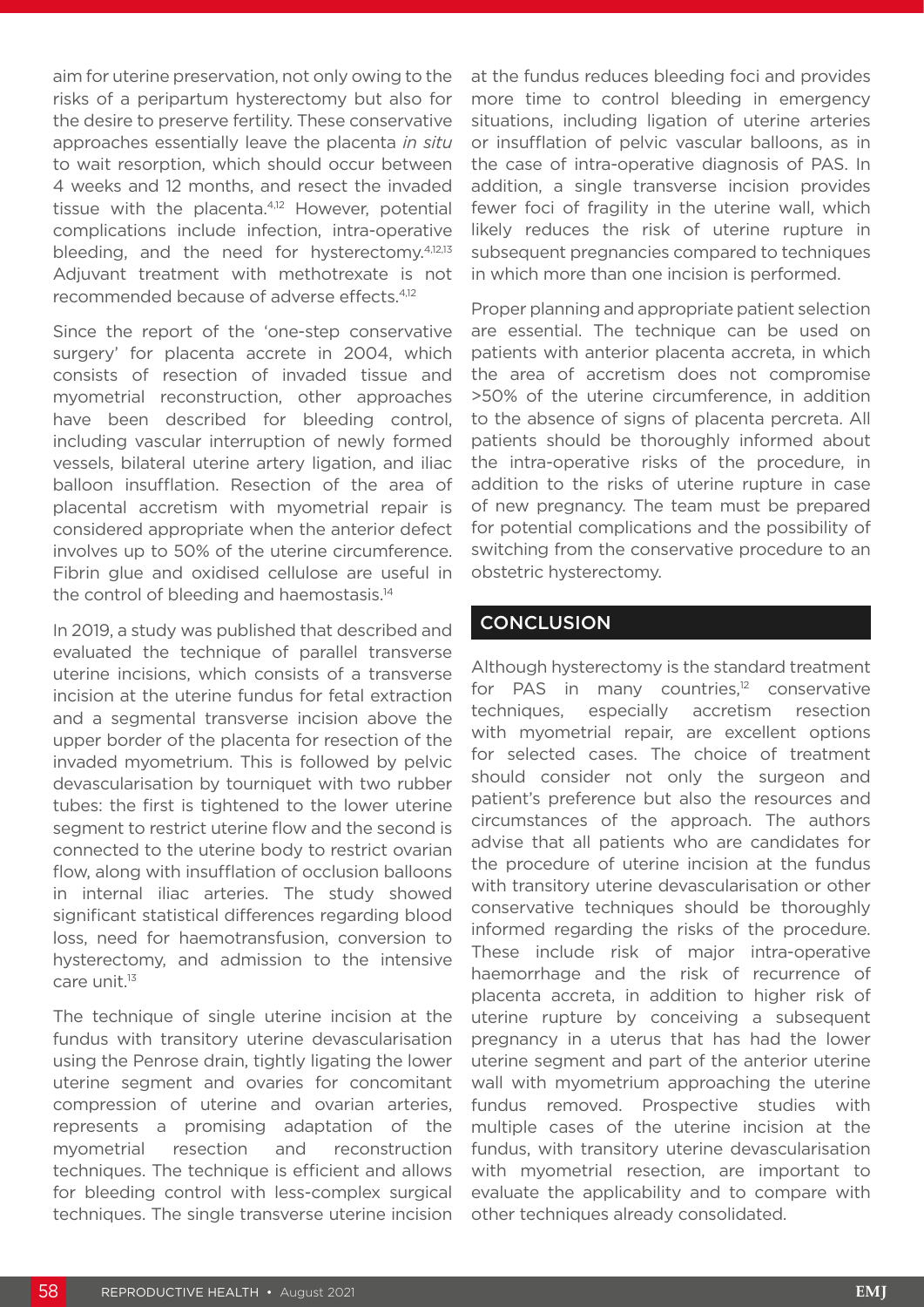aim for uterine preservation, not only owing to the risks of a peripartum hysterectomy but also for the desire to preserve fertility. These conservative approaches essentially leave the placenta *in situ* to wait resorption, which should occur between 4 weeks and 12 months, and resect the invaded tissue with the placenta.[4,12] However, potential complications include infection, intra-operative bleeding, and the need for hysterectomy.[4,12,13] Adjuvant treatment with methotrexate is not recommended because of adverse effects.[4,12]

Since the report of the 'one-step conservative surgery' for placenta accrete in 2004, which consists of resection of invaded tissue and myometrial reconstruction, other approaches have been described for bleeding control, including vascular interruption of newly formed vessels, bilateral uterine artery ligation, and iliac balloon insufflation. Resection of the area of placental accretism with myometrial repair is considered appropriate when the anterior defect involves up to 50% of the uterine circumference. Fibrin glue and oxidised cellulose are useful in the control of bleeding and haemostasis.[14]

In 2019, a study was published that described and evaluated the technique of parallel transverse uterine incisions, which consists of a transverse incision at the uterine fundus for fetal extraction and a segmental transverse incision above the upper border of the placenta for resection of the invaded myometrium. This is followed by pelvic devascularisation by tourniquet with two rubber tubes: the first is tightened to the lower uterine segment to restrict uterine flow and the second is connected to the uterine body to restrict ovarian flow, along with insufflation of occlusion balloons in internal iliac arteries. The study showed significant statistical differences regarding blood loss, need for haemotransfusion, conversion to hysterectomy, and admission to the intensive care unit.[13]

The technique of single uterine incision at the fundus with transitory uterine devascularisation using the Penrose drain, tightly ligating the lower uterine segment and ovaries for concomitant compression of uterine and ovarian arteries, represents a promising adaptation of the myometrial resection and reconstruction techniques. The technique is efficient and allows for bleeding control with less-complex surgical techniques. The single transverse uterine incision at the fundus reduces bleeding foci and provides more time to control bleeding in emergency situations, including ligation of uterine arteries or insufflation of pelvic vascular balloons, as in the case of intra-operative diagnosis of PAS. In addition, a single transverse incision provides fewer foci of fragility in the uterine wall, which likely reduces the risk of uterine rupture in subsequent pregnancies compared to techniques in which more than one incision is performed.

Proper planning and appropriate patient selection are essential. The technique can be used on patients with anterior placenta accreta, in which the area of accretism does not compromise >50% of the uterine circumference, in addition to the absence of signs of placenta percreta. All patients should be thoroughly informed about the intra-operative risks of the procedure, in addition to the risks of uterine rupture in case of new pregnancy. The team must be prepared for potential complications and the possibility of switching from the conservative procedure to an obstetric hysterectomy.

## CONCLUSION

Although hysterectomy is the standard treatment for PAS in many countries,[12] conservative techniques, especially accretism resection with myometrial repair, are excellent options for selected cases. The choice of treatment should consider not only the surgeon and patient's preference but also the resources and circumstances of the approach. The authors advise that all patients who are candidates for the procedure of uterine incision at the fundus with transitory uterine devascularisation or other conservative techniques should be thoroughly informed regarding the risks of the procedure. These include risk of major intra-operative haemorrhage and the risk of recurrence of placenta accreta, in addition to higher risk of uterine rupture by conceiving a subsequent pregnancy in a uterus that has had the lower uterine segment and part of the anterior uterine wall with myometrium approaching the uterine fundus removed. Prospective studies with multiple cases of the uterine incision at the fundus, with transitory uterine devascularisation with myometrial resection, are important to evaluate the applicability and to compare with other techniques already consolidated.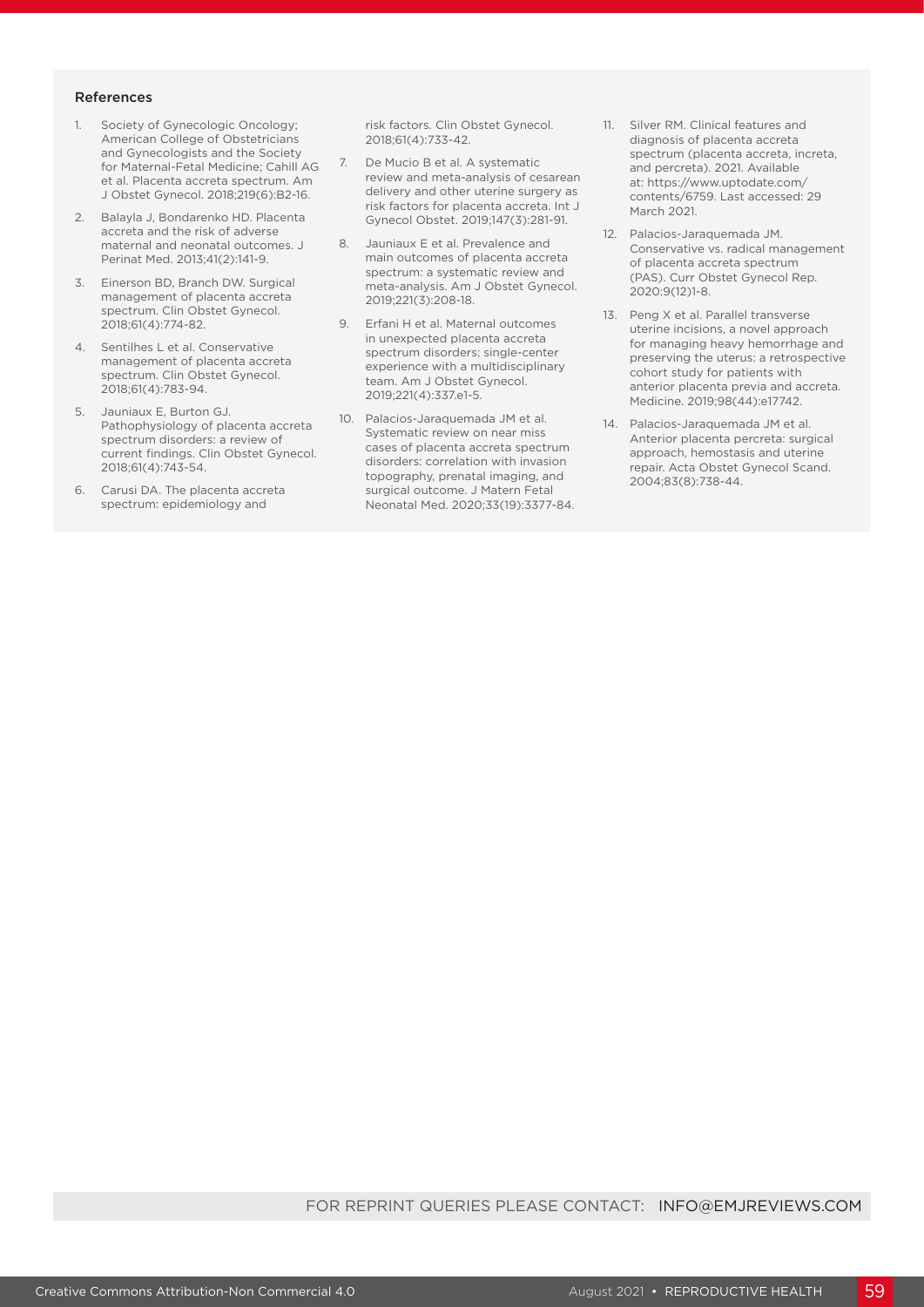## References

1. Society of Gynecologic Oncology; American College of Obstetricians and Gynecologists and the Society for Maternal-Fetal Medicine; Cahill AG et al. Placenta accreta spectrum. Am J Obstet Gynecol. 2018;219(6):B2-16.
2. Balayla J, Bondarenko HD. Placenta accreta and the risk of adverse maternal and neonatal outcomes. J Perinat Med. 2013;41(2):141-9.
3. Einerson BD, Branch DW. Surgical management of placenta accreta spectrum. Clin Obstet Gynecol. 2018;61(4):774-82.
4. Sentilhes L et al. Conservative management of placenta accreta spectrum. Clin Obstet Gynecol. 2018;61(4):783-94.
5. Jauniaux E, Burton GJ. Pathophysiology of placenta accreta spectrum disorders: a review of current findings. Clin Obstet Gynecol. 2018;61(4):743-54.
6. Carusi DA. The placenta accreta spectrum: epidemiology and risk factors. Clin Obstet Gynecol. 2018;61(4):733-42.
7. De Mucio B et al. A systematic review and meta-analysis of cesarean delivery and other uterine surgery as risk factors for placenta accreta. Int J Gynecol Obstet. 2019;147(3):281-91.
8. Jauniaux E et al. Prevalence and main outcomes of placenta accreta spectrum: a systematic review and meta-analysis. Am J Obstet Gynecol. 2019;221(3):208-18.
9. Erfani H et al. Maternal outcomes in unexpected placenta accreta spectrum disorders: single-center experience with a multidisciplinary team. Am J Obstet Gynecol. 2019;221(4):337.e1-5.
10. Palacios-Jaraquemada JM et al. Systematic review on near miss cases of placenta accreta spectrum disorders: correlation with invasion topography, prenatal imaging, and surgical outcome. J Matern Fetal Neonatal Med. 2020;33(19):3377-84.
11. Silver RM. Clinical features and diagnosis of placenta accreta spectrum (placenta accreta, increta, and percreta). 2021. Available at: https://www.uptodate.com/contents/6759. Last accessed: 29 March 2021.
12. Palacios-Jaraquemada JM. Conservative vs. radical management of placenta accreta spectrum (PAS). Curr Obstet Gynecol Rep. 2020:9(12)1-8.
13. Peng X et al. Parallel transverse uterine incisions, a novel approach for managing heavy hemorrhage and preserving the uterus: a retrospective cohort study for patients with anterior placenta previa and accreta. Medicine. 2019;98(44):e17742.
14. Palacios-Jaraquemada JM et al. Anterior placenta percreta: surgical approach, hemostasis and uterine repair. Acta Obstet Gynecol Scand. 2004;83(8):738-44.

FOR REPRINT QUERIES PLEASE CONTACT: INFO@EMJREVIEWS.COM